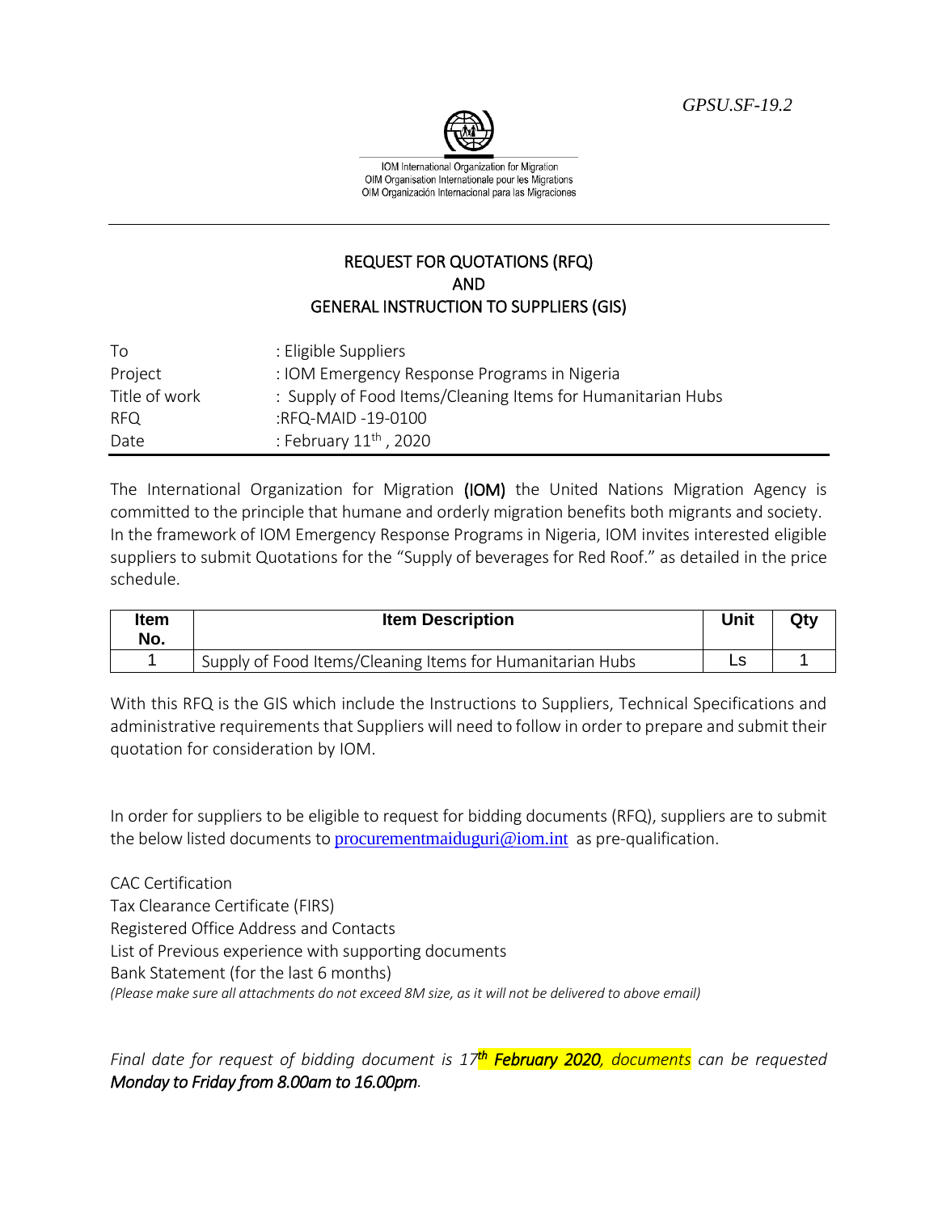GPSU.SF-19.2

IOM International Organization for Migration
OIM Organisation Internationale pour les Migrations
OIM Organización Internacional para las Migraciones

## REQUEST FOR QUOTATIONS (RFQ)
## AND
## GENERAL INSTRUCTION TO SUPPLIERS (GIS)

| | |
|---|---|
| To | : Eligible Suppliers |
| Project | : IOM Emergency Response Programs in Nigeria |
| Title of work | : Supply of Food Items/Cleaning Items for Humanitarian Hubs |
| RFQ | :RFQ-MAID -19-0100 |
| Date | : February 11th , 2020 |

The International Organization for Migration **(IOM)** the United Nations Migration Agency is committed to the principle that humane and orderly migration benefits both migrants and society. In the framework of IOM Emergency Response Programs in Nigeria, IOM invites interested eligible suppliers to submit Quotations for the "Supply of beverages for Red Roof." as detailed in the price schedule.

| Item No. | Item Description | Unit | Qty |
|---|---|---|---|
| 1 | Supply of Food Items/Cleaning Items for Humanitarian Hubs | Ls | 1 |

With this RFQ is the GIS which include the Instructions to Suppliers, Technical Specifications and administrative requirements that Suppliers will need to follow in order to prepare and submit their quotation for consideration by IOM.

In order for suppliers to be eligible to request for bidding documents (RFQ), suppliers are to submit the below listed documents to procurementmaiduguri@iom.int as pre-qualification.

CAC Certification
Tax Clearance Certificate (FIRS)
Registered Office Address and Contacts
List of Previous experience with supporting documents
Bank Statement (for the last 6 months)
*(Please make sure all attachments do not exceed 8M size, as it will not be delivered to above email)*

*Final date for request of bidding document is 17th **February 2020**, documents can be requested **Monday to Friday from 8.00am to 16.00pm**.*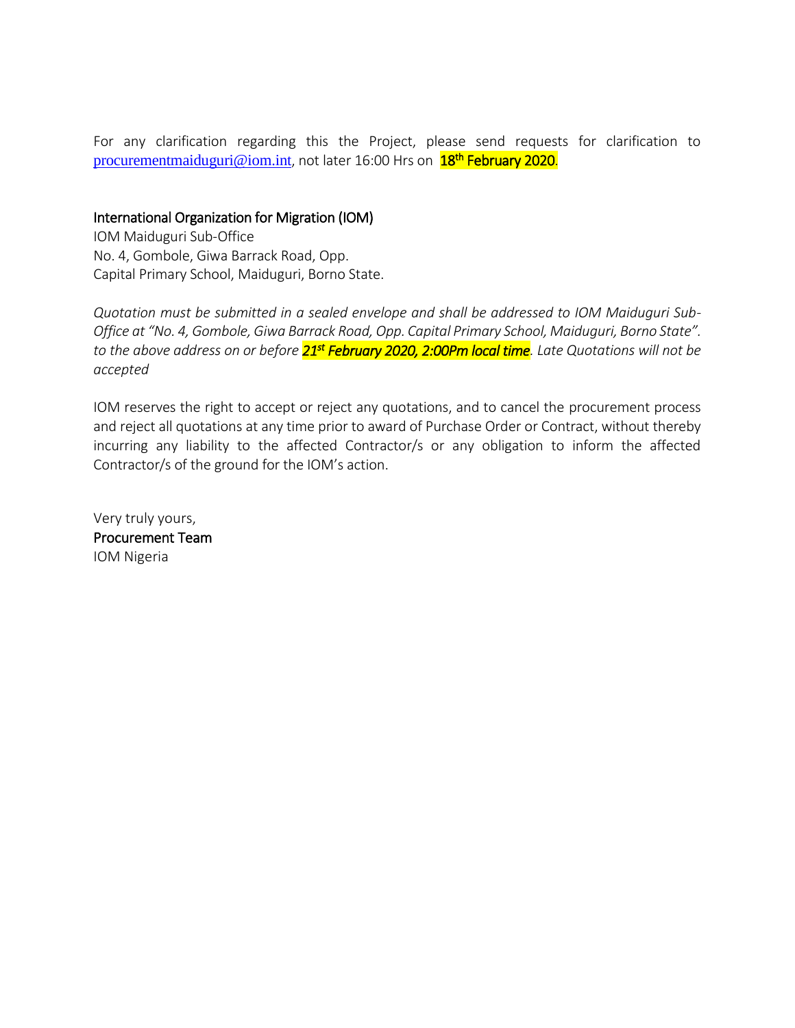For any clarification regarding this the Project, please send requests for clarification to procurementmaiduguri@iom.int, not later 16:00 Hrs on **18th February 2020**.

**International Organization for Migration (IOM)**
IOM Maiduguri Sub-Office
No. 4, Gombole, Giwa Barrack Road, Opp.
Capital Primary School, Maiduguri, Borno State.

*Quotation must be submitted in a sealed envelope and shall be addressed to IOM Maiduguri Sub-Office at "No. 4, Gombole, Giwa Barrack Road, Opp. Capital Primary School, Maiduguri, Borno State". to the above address on or before* ***21st February 2020, 2:00Pm local time****. Late Quotations will not be accepted*

IOM reserves the right to accept or reject any quotations, and to cancel the procurement process and reject all quotations at any time prior to award of Purchase Order or Contract, without thereby incurring any liability to the affected Contractor/s or any obligation to inform the affected Contractor/s of the ground for the IOM's action.

Very truly yours,
**Procurement Team**
IOM Nigeria